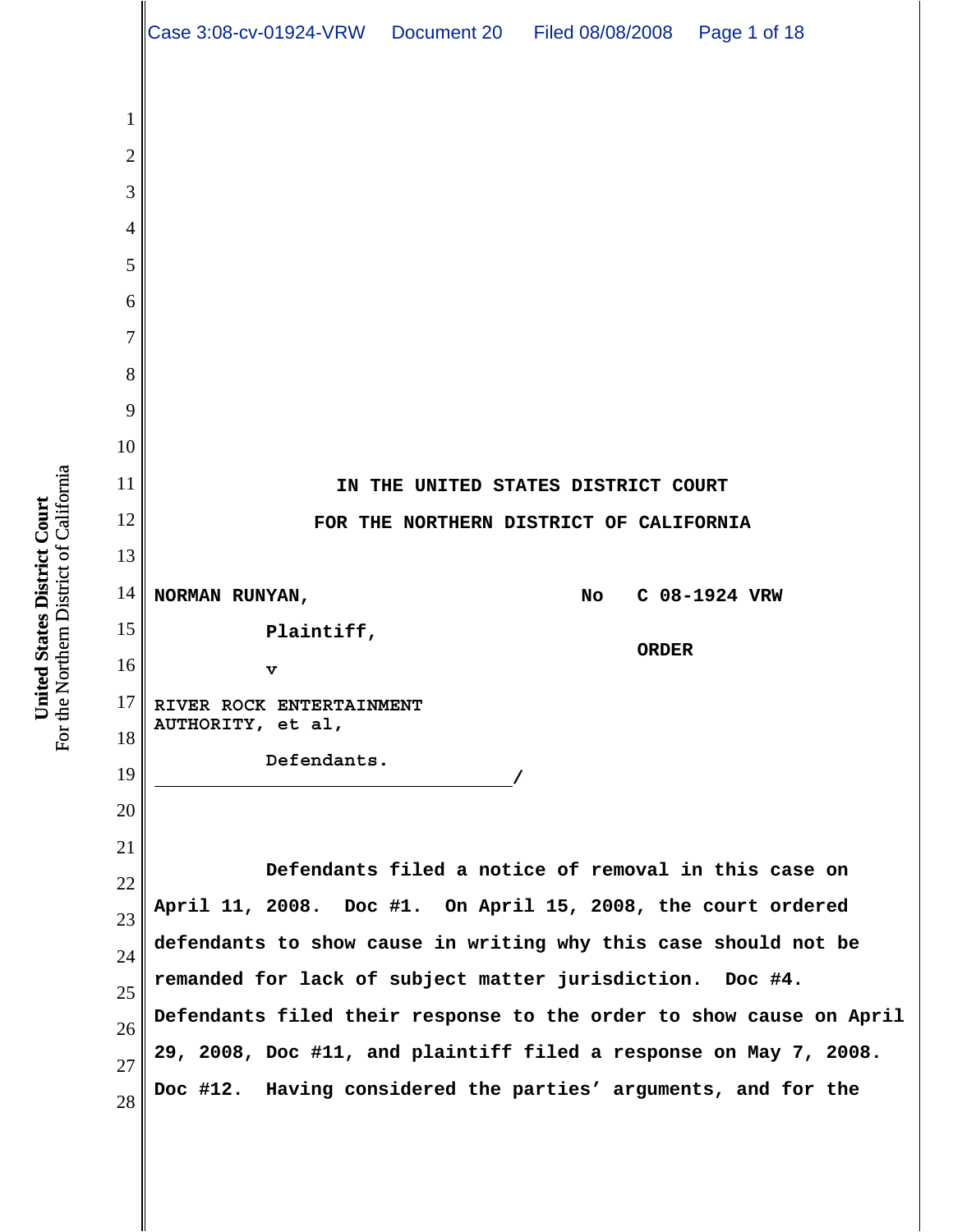IN THE UNITED STATES DISTRICT COURT

FOR THE NORTHERN DISTRICT OF CALIFORNIA

NORMAN RUNYAN,

Plaintiff,

v

RIVER ROCK ENTERTAINMENT AUTHORITY, et al,

Defendants.

No C 08-1924 VRW

ORDER

Defendants filed a notice of removal in this case on April 11, 2008. Doc #1. On April 15, 2008, the court ordered defendants to show cause in writing why this case should not be remanded for lack of subject matter jurisdiction. Doc #4. Defendants filed their response to the order to show cause on April 29, 2008, Doc #11, and plaintiff filed a response on May 7, 2008. Doc #12. Having considered the parties' arguments, and for the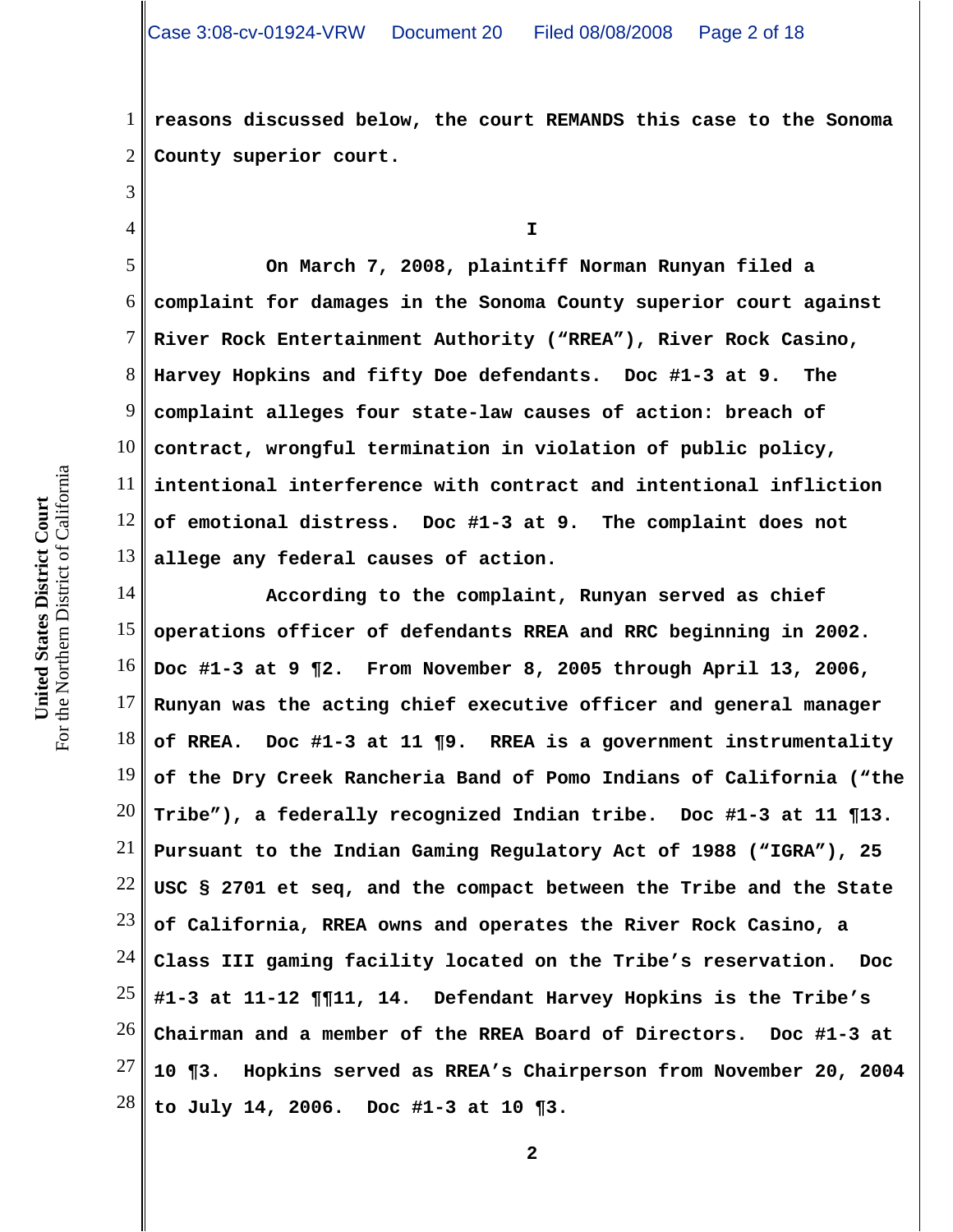reasons discussed below, the court REMANDS this case to the Sonoma County superior court.

I

On March 7, 2008, plaintiff Norman Runyan filed a complaint for damages in the Sonoma County superior court against River Rock Entertainment Authority ("RREA"), River Rock Casino, Harvey Hopkins and fifty Doe defendants. Doc #1-3 at 9. The complaint alleges four state-law causes of action: breach of contract, wrongful termination in violation of public policy, intentional interference with contract and intentional infliction of emotional distress. Doc #1-3 at 9. The complaint does not allege any federal causes of action.

According to the complaint, Runyan served as chief operations officer of defendants RREA and RRC beginning in 2002. Doc #1-3 at 9 ¶2. From November 8, 2005 through April 13, 2006, Runyan was the acting chief executive officer and general manager of RREA. Doc #1-3 at 11 ¶9. RREA is a government instrumentality of the Dry Creek Rancheria Band of Pomo Indians of California ("the Tribe"), a federally recognized Indian tribe. Doc #1-3 at 11 ¶13. Pursuant to the Indian Gaming Regulatory Act of 1988 ("IGRA"), 25 USC § 2701 et seq, and the compact between the Tribe and the State of California, RREA owns and operates the River Rock Casino, a Class III gaming facility located on the Tribe's reservation. Doc #1-3 at 11-12 ¶¶11, 14. Defendant Harvey Hopkins is the Tribe's Chairman and a member of the RREA Board of Directors. Doc #1-3 at 10 ¶3. Hopkins served as RREA's Chairperson from November 20, 2004 to July 14, 2006. Doc #1-3 at 10 ¶3.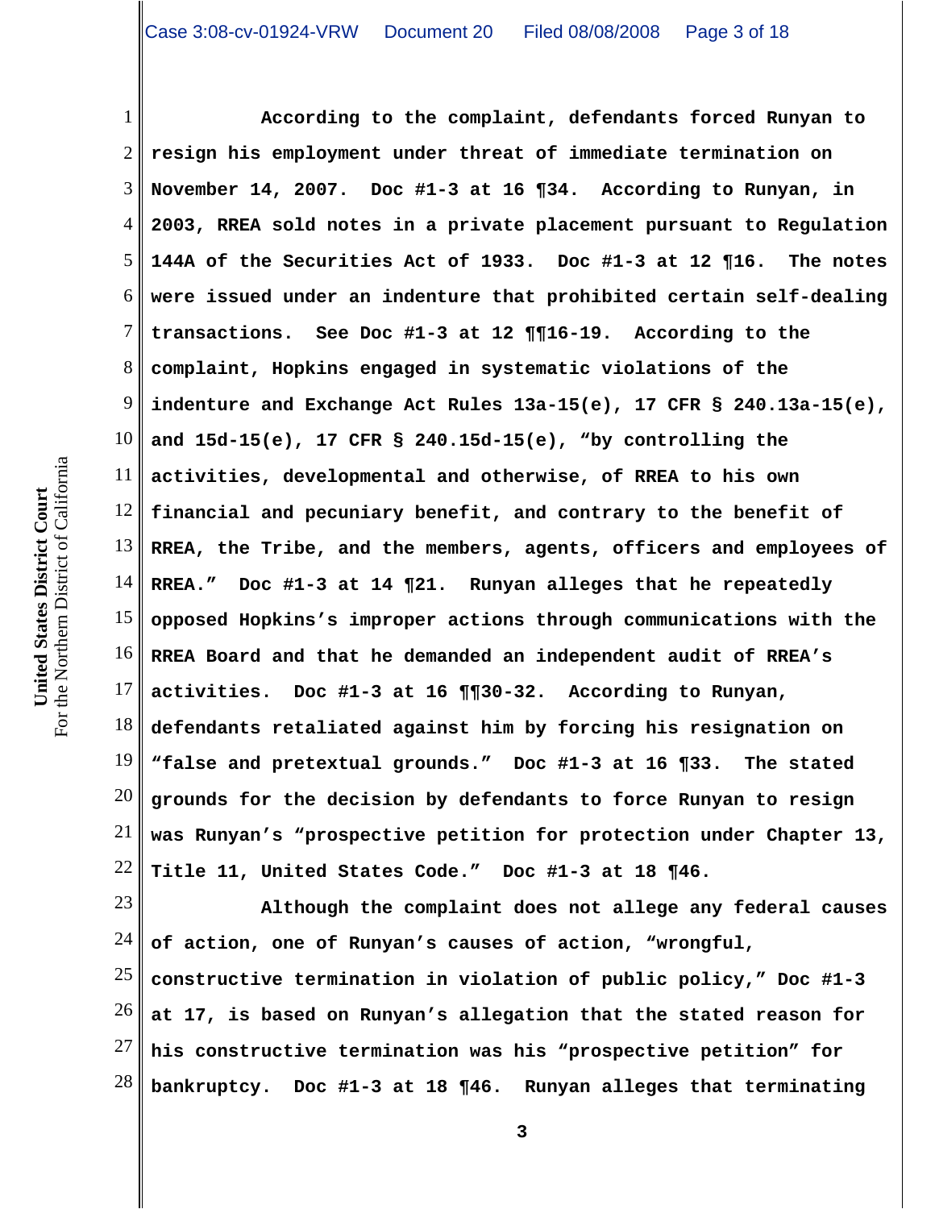According to the complaint, defendants forced Runyan to resign his employment under threat of immediate termination on November 14, 2007. Doc #1-3 at 16 ¶34. According to Runyan, in 2003, RREA sold notes in a private placement pursuant to Regulation 144A of the Securities Act of 1933. Doc #1-3 at 12 ¶16. The notes were issued under an indenture that prohibited certain self-dealing transactions. See Doc #1-3 at 12 ¶¶16-19. According to the complaint, Hopkins engaged in systematic violations of the indenture and Exchange Act Rules 13a-15(e), 17 CFR § 240.13a-15(e), and 15d-15(e), 17 CFR § 240.15d-15(e), "by controlling the activities, developmental and otherwise, of RREA to his own financial and pecuniary benefit, and contrary to the benefit of RREA, the Tribe, and the members, agents, officers and employees of RREA." Doc #1-3 at 14 ¶21. Runyan alleges that he repeatedly opposed Hopkins's improper actions through communications with the RREA Board and that he demanded an independent audit of RREA's activities. Doc #1-3 at 16 ¶¶30-32. According to Runyan, defendants retaliated against him by forcing his resignation on "false and pretextual grounds." Doc #1-3 at 16 ¶33. The stated grounds for the decision by defendants to force Runyan to resign was Runyan's "prospective petition for protection under Chapter 13, Title 11, United States Code." Doc #1-3 at 18 ¶46.

Although the complaint does not allege any federal causes of action, one of Runyan's causes of action, "wrongful, constructive termination in violation of public policy," Doc #1-3 at 17, is based on Runyan's allegation that the stated reason for his constructive termination was his "prospective petition" for bankruptcy. Doc #1-3 at 18 ¶46. Runyan alleges that terminating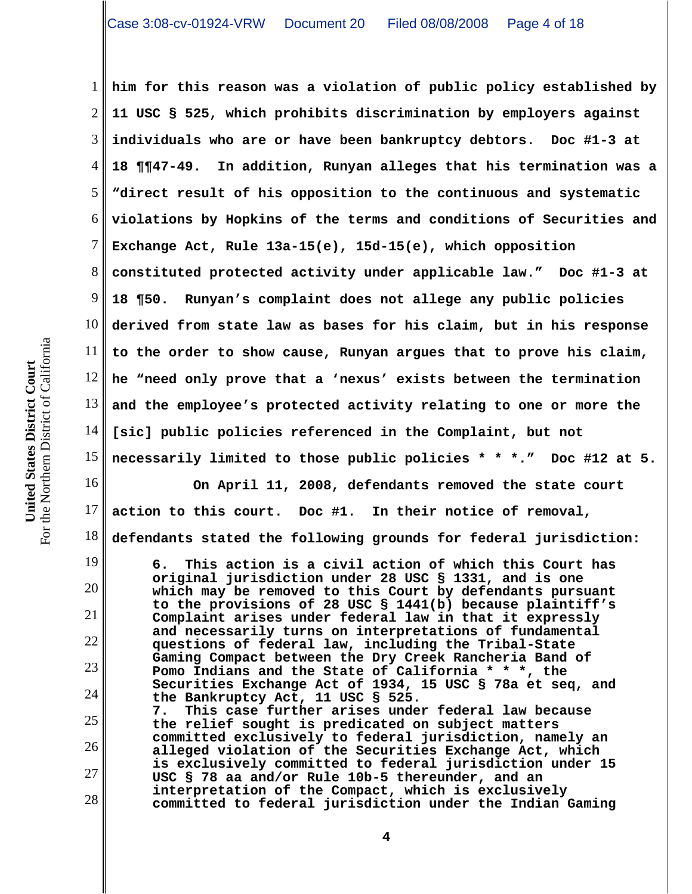him for this reason was a violation of public policy established by 11 USC § 525, which prohibits discrimination by employers against individuals who are or have been bankruptcy debtors. Doc #1-3 at 18 ¶¶47-49. In addition, Runyan alleges that his termination was a "direct result of his opposition to the continuous and systematic violations by Hopkins of the terms and conditions of Securities and Exchange Act, Rule 13a-15(e), 15d-15(e), which opposition constituted protected activity under applicable law." Doc #1-3 at 18 ¶50. Runyan's complaint does not allege any public policies derived from state law as bases for his claim, but in his response to the order to show cause, Runyan argues that to prove his claim, he "need only prove that a 'nexus' exists between the termination and the employee's protected activity relating to one or more the [sic] public policies referenced in the Complaint, but not necessarily limited to those public policies * * *." Doc #12 at 5.

On April 11, 2008, defendants removed the state court action to this court. Doc #1. In their notice of removal, defendants stated the following grounds for federal jurisdiction:

> 6. This action is a civil action of which this Court has original jurisdiction under 28 USC § 1331, and is one which may be removed to this Court by defendants pursuant to the provisions of 28 USC § 1441(b) because plaintiff's Complaint arises under federal law in that it expressly and necessarily turns on interpretations of fundamental questions of federal law, including the Tribal-State Gaming Compact between the Dry Creek Rancheria Band of Pomo Indians and the State of California * * *, the Securities Exchange Act of 1934, 15 USC § 78a et seq, and the Bankruptcy Act, 11 USC § 525.
>
> 7. This case further arises under federal law because the relief sought is predicated on subject matters committed exclusively to federal jurisdiction, namely an alleged violation of the Securities Exchange Act, which is exclusively committed to federal jurisdiction under 15 USC § 78 aa and/or Rule 10b-5 thereunder, and an interpretation of the Compact, which is exclusively committed to federal jurisdiction under the Indian Gaming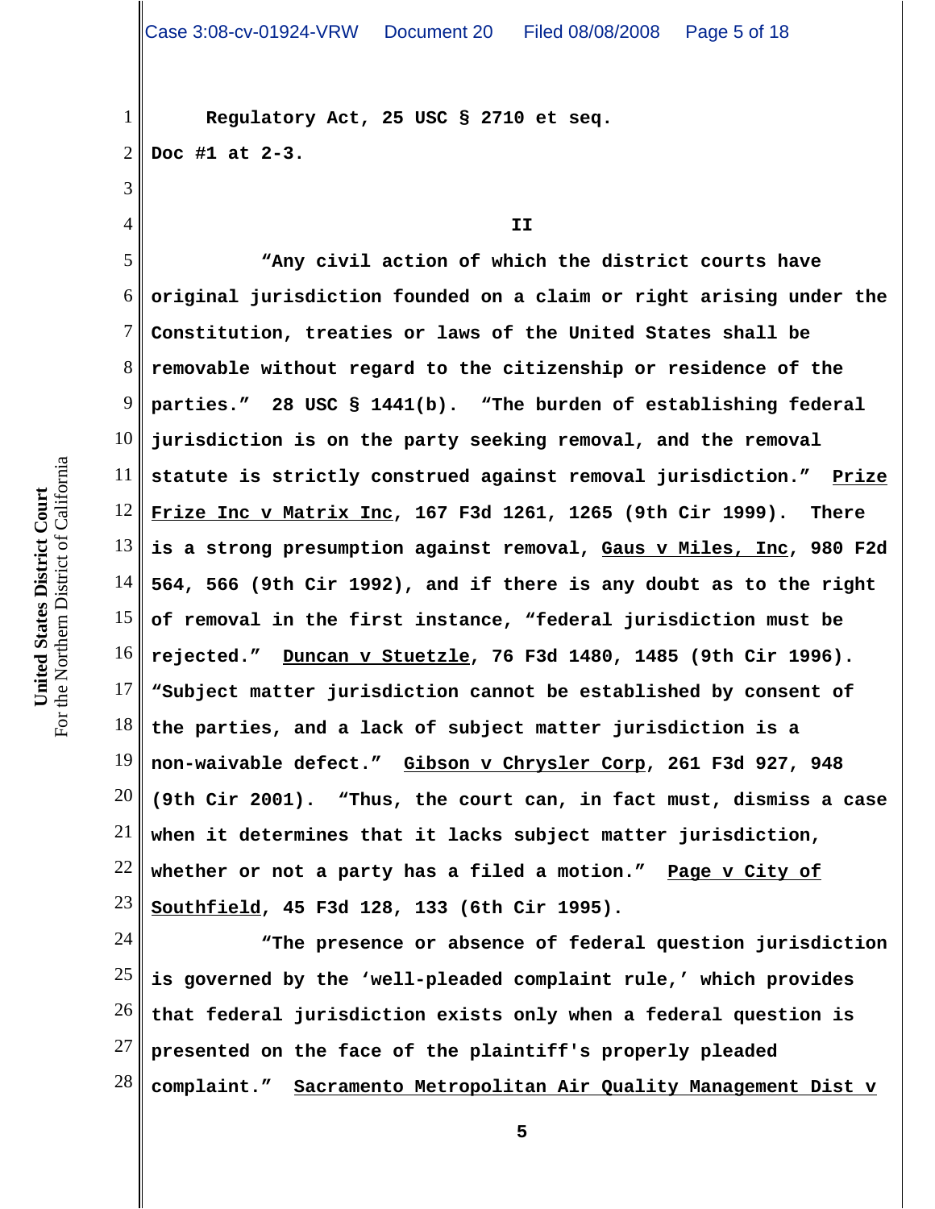Regulatory Act, 25 USC § 2710 et seq.

Doc #1 at 2-3.

II

"Any civil action of which the district courts have original jurisdiction founded on a claim or right arising under the Constitution, treaties or laws of the United States shall be removable without regard to the citizenship or residence of the parties." 28 USC § 1441(b). "The burden of establishing federal jurisdiction is on the party seeking removal, and the removal statute is strictly construed against removal jurisdiction." Prize Frize Inc v Matrix Inc, 167 F3d 1261, 1265 (9th Cir 1999). There is a strong presumption against removal, Gaus v Miles, Inc, 980 F2d 564, 566 (9th Cir 1992), and if there is any doubt as to the right of removal in the first instance, "federal jurisdiction must be rejected." Duncan v Stuetzle, 76 F3d 1480, 1485 (9th Cir 1996). "Subject matter jurisdiction cannot be established by consent of the parties, and a lack of subject matter jurisdiction is a non-waivable defect." Gibson v Chrysler Corp, 261 F3d 927, 948 (9th Cir 2001). "Thus, the court can, in fact must, dismiss a case when it determines that it lacks subject matter jurisdiction, whether or not a party has a filed a motion." Page v City of Southfield, 45 F3d 128, 133 (6th Cir 1995).

"The presence or absence of federal question jurisdiction is governed by the 'well-pleaded complaint rule,' which provides that federal jurisdiction exists only when a federal question is presented on the face of the plaintiff's properly pleaded complaint." Sacramento Metropolitan Air Quality Management Dist v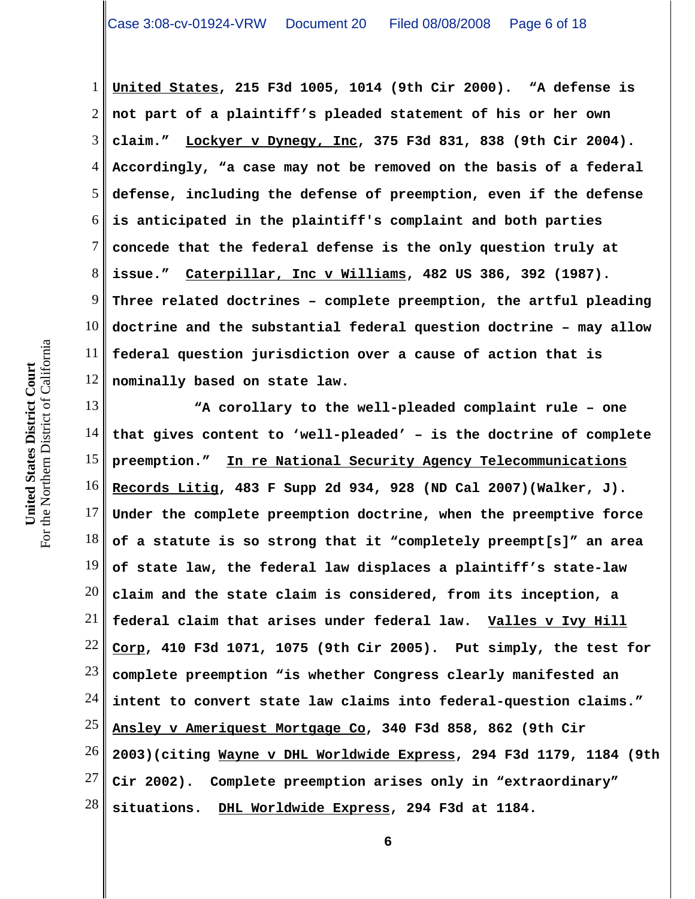United States, 215 F3d 1005, 1014 (9th Cir 2000). "A defense is not part of a plaintiff's pleaded statement of his or her own claim." Lockyer v Dynegy, Inc, 375 F3d 831, 838 (9th Cir 2004). Accordingly, "a case may not be removed on the basis of a federal defense, including the defense of preemption, even if the defense is anticipated in the plaintiff's complaint and both parties concede that the federal defense is the only question truly at issue." Caterpillar, Inc v Williams, 482 US 386, 392 (1987). Three related doctrines – complete preemption, the artful pleading doctrine and the substantial federal question doctrine – may allow federal question jurisdiction over a cause of action that is nominally based on state law.

"A corollary to the well-pleaded complaint rule – one that gives content to 'well-pleaded' – is the doctrine of complete preemption." In re National Security Agency Telecommunications Records Litig, 483 F Supp 2d 934, 928 (ND Cal 2007)(Walker, J). Under the complete preemption doctrine, when the preemptive force of a statute is so strong that it "completely preempt[s]" an area of state law, the federal law displaces a plaintiff's state-law claim and the state claim is considered, from its inception, a federal claim that arises under federal law. Valles v Ivy Hill Corp, 410 F3d 1071, 1075 (9th Cir 2005). Put simply, the test for complete preemption "is whether Congress clearly manifested an intent to convert state law claims into federal-question claims." Ansley v Ameriquest Mortgage Co, 340 F3d 858, 862 (9th Cir 2003)(citing Wayne v DHL Worldwide Express, 294 F3d 1179, 1184 (9th Cir 2002). Complete preemption arises only in "extraordinary" situations. DHL Worldwide Express, 294 F3d at 1184.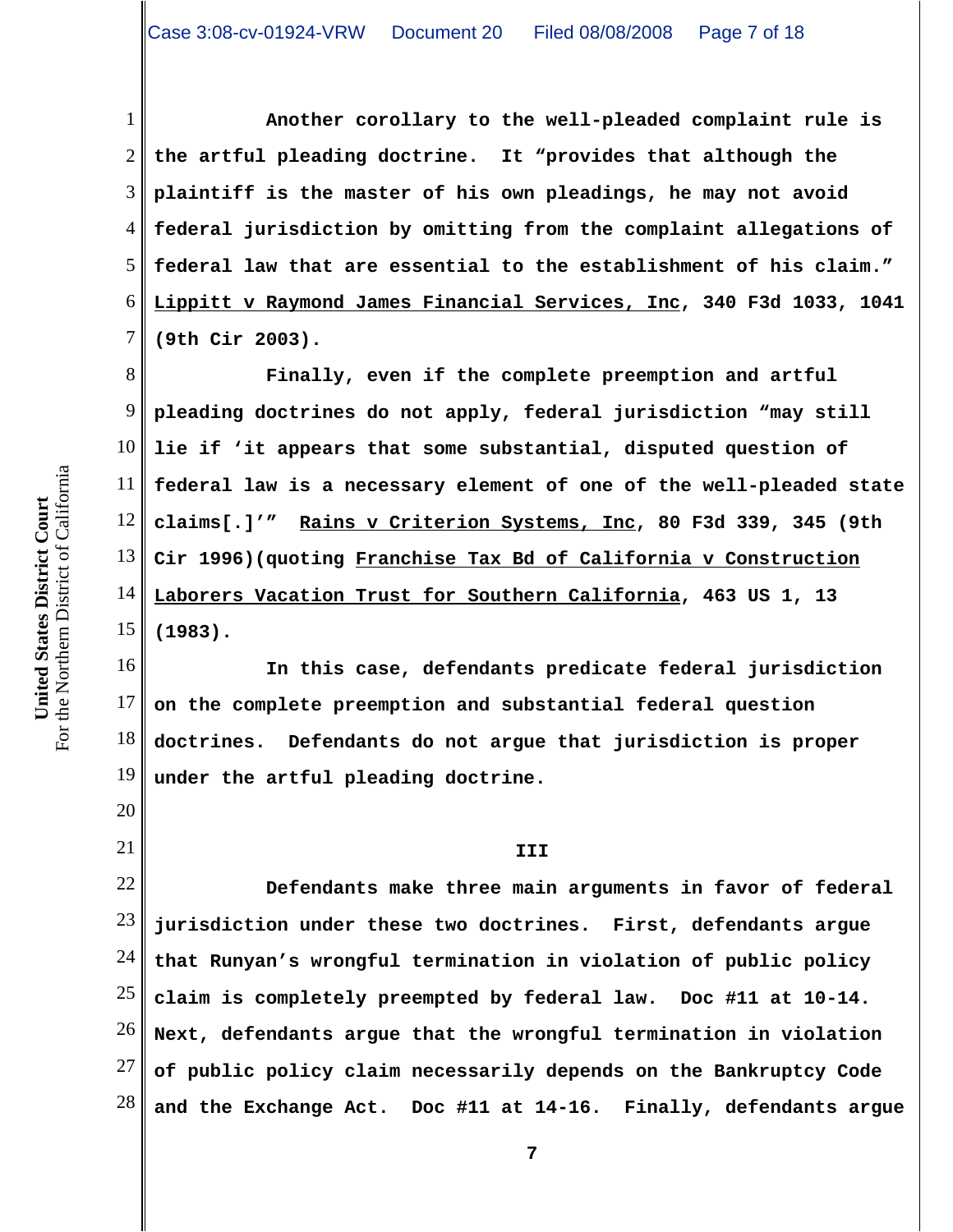Another corollary to the well-pleaded complaint rule is the artful pleading doctrine. It "provides that although the plaintiff is the master of his own pleadings, he may not avoid federal jurisdiction by omitting from the complaint allegations of federal law that are essential to the establishment of his claim." Lippitt v Raymond James Financial Services, Inc, 340 F3d 1033, 1041 (9th Cir 2003).

Finally, even if the complete preemption and artful pleading doctrines do not apply, federal jurisdiction "may still lie if 'it appears that some substantial, disputed question of federal law is a necessary element of one of the well-pleaded state claims[.]'" Rains v Criterion Systems, Inc, 80 F3d 339, 345 (9th Cir 1996)(quoting Franchise Tax Bd of California v Construction Laborers Vacation Trust for Southern California, 463 US 1, 13 (1983).

In this case, defendants predicate federal jurisdiction on the complete preemption and substantial federal question doctrines. Defendants do not argue that jurisdiction is proper under the artful pleading doctrine.

## III

Defendants make three main arguments in favor of federal jurisdiction under these two doctrines. First, defendants argue that Runyan's wrongful termination in violation of public policy claim is completely preempted by federal law. Doc #11 at 10-14. Next, defendants argue that the wrongful termination in violation of public policy claim necessarily depends on the Bankruptcy Code and the Exchange Act. Doc #11 at 14-16. Finally, defendants argue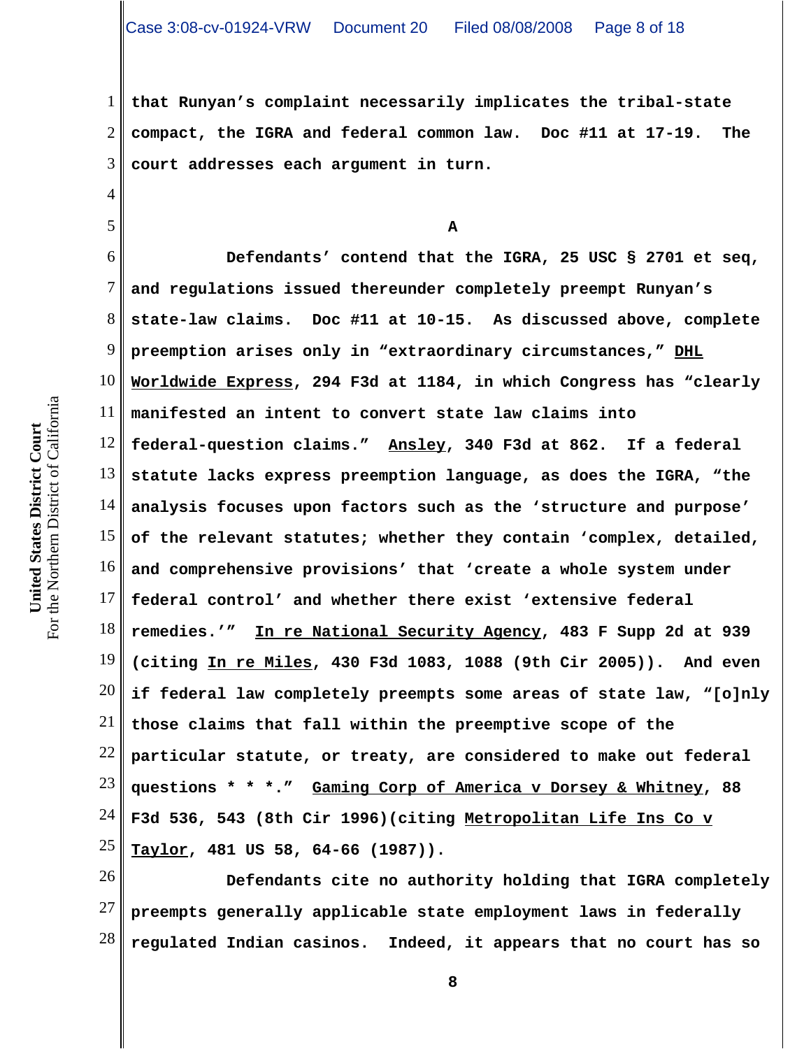that Runyan's complaint necessarily implicates the tribal-state compact, the IGRA and federal common law. Doc #11 at 17-19. The court addresses each argument in turn.

**A**

Defendants' contend that the IGRA, 25 USC § 2701 et seq, and regulations issued thereunder completely preempt Runyan's state-law claims. Doc #11 at 10-15. As discussed above, complete preemption arises only in "extraordinary circumstances," DHL Worldwide Express, 294 F3d at 1184, in which Congress has "clearly manifested an intent to convert state law claims into federal-question claims." Ansley, 340 F3d at 862. If a federal statute lacks express preemption language, as does the IGRA, "the analysis focuses upon factors such as the 'structure and purpose' of the relevant statutes; whether they contain 'complex, detailed, and comprehensive provisions' that 'create a whole system under federal control' and whether there exist 'extensive federal remedies.'" In re National Security Agency, 483 F Supp 2d at 939 (citing In re Miles, 430 F3d 1083, 1088 (9th Cir 2005)). And even if federal law completely preempts some areas of state law, "[o]nly those claims that fall within the preemptive scope of the particular statute, or treaty, are considered to make out federal questions * * *." Gaming Corp of America v Dorsey & Whitney, 88 F3d 536, 543 (8th Cir 1996)(citing Metropolitan Life Ins Co v Taylor, 481 US 58, 64-66 (1987)).

Defendants cite no authority holding that IGRA completely preempts generally applicable state employment laws in federally regulated Indian casinos. Indeed, it appears that no court has so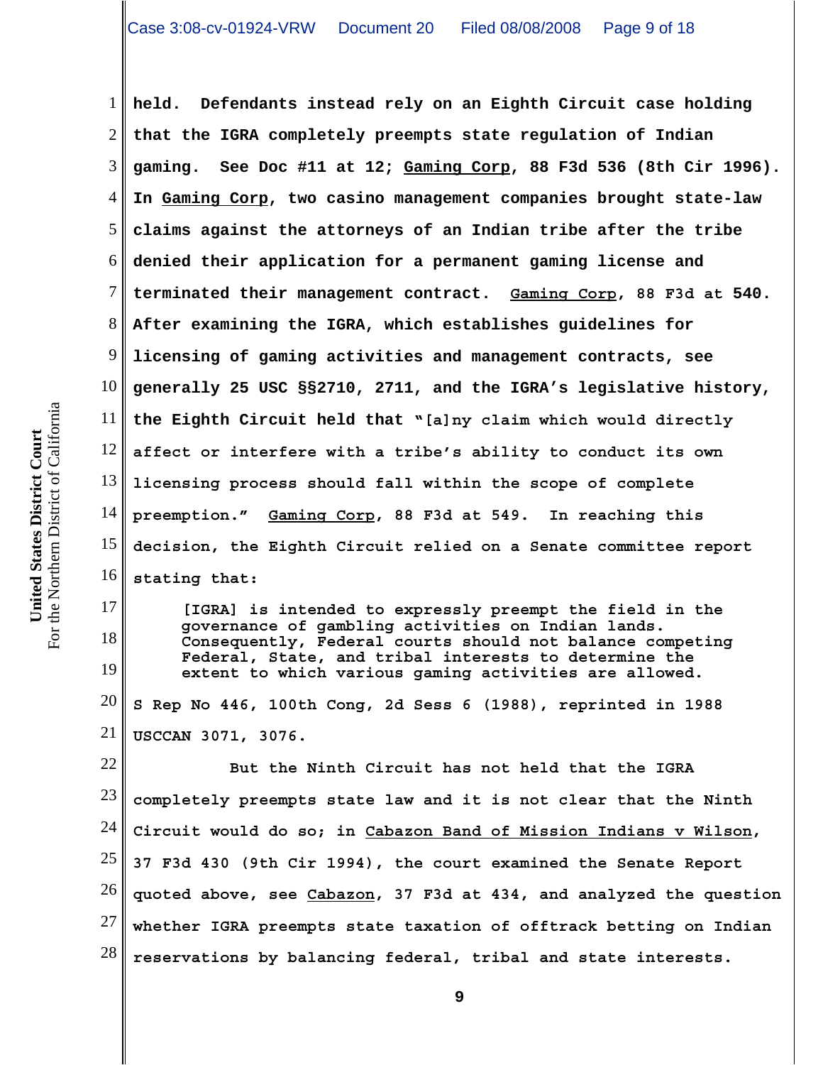held. Defendants instead rely on an Eighth Circuit case holding that the IGRA completely preempts state regulation of Indian gaming. See Doc #11 at 12; Gaming Corp, 88 F3d 536 (8th Cir 1996). In Gaming Corp, two casino management companies brought state-law claims against the attorneys of an Indian tribe after the tribe denied their application for a permanent gaming license and terminated their management contract. Gaming Corp, 88 F3d at 540. After examining the IGRA, which establishes guidelines for licensing of gaming activities and management contracts, see generally 25 USC §§2710, 2711, and the IGRA's legislative history, the Eighth Circuit held that "[a]ny claim which would directly affect or interfere with a tribe's ability to conduct its own licensing process should fall within the scope of complete preemption." Gaming Corp, 88 F3d at 549. In reaching this decision, the Eighth Circuit relied on a Senate committee report stating that:

> [IGRA] is intended to expressly preempt the field in the governance of gambling activities on Indian lands. Consequently, Federal courts should not balance competing Federal, State, and tribal interests to determine the extent to which various gaming activities are allowed.

S Rep No 446, 100th Cong, 2d Sess 6 (1988), reprinted in 1988 USCCAN 3071, 3076.

But the Ninth Circuit has not held that the IGRA completely preempts state law and it is not clear that the Ninth Circuit would do so; in Cabazon Band of Mission Indians v Wilson, 37 F3d 430 (9th Cir 1994), the court examined the Senate Report quoted above, see Cabazon, 37 F3d at 434, and analyzed the question whether IGRA preempts state taxation of offtrack betting on Indian reservations by balancing federal, tribal and state interests.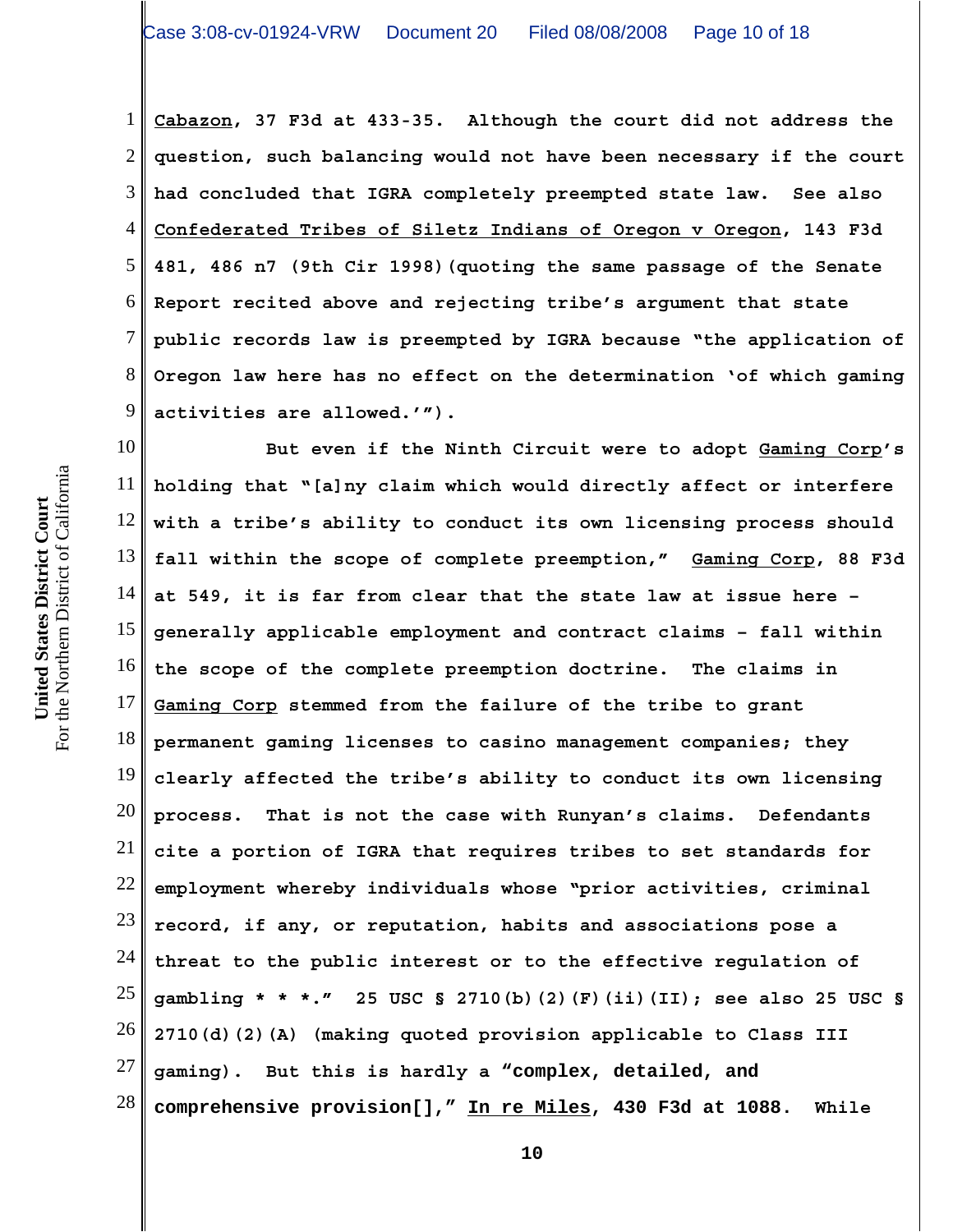Cabazon, 37 F3d at 433-35. Although the court did not address the question, such balancing would not have been necessary if the court had concluded that IGRA completely preempted state law. See also Confederated Tribes of Siletz Indians of Oregon v Oregon, 143 F3d 481, 486 n7 (9th Cir 1998)(quoting the same passage of the Senate Report recited above and rejecting tribe's argument that state public records law is preempted by IGRA because "the application of Oregon law here has no effect on the determination 'of which gaming activities are allowed.'").

But even if the Ninth Circuit were to adopt Gaming Corp's holding that "[a]ny claim which would directly affect or interfere with a tribe's ability to conduct its own licensing process should fall within the scope of complete preemption," Gaming Corp, 88 F3d at 549, it is far from clear that the state law at issue here – generally applicable employment and contract claims – fall within the scope of the complete preemption doctrine. The claims in Gaming Corp stemmed from the failure of the tribe to grant permanent gaming licenses to casino management companies; they clearly affected the tribe's ability to conduct its own licensing process. That is not the case with Runyan's claims. Defendants cite a portion of IGRA that requires tribes to set standards for employment whereby individuals whose "prior activities, criminal record, if any, or reputation, habits and associations pose a threat to the public interest or to the effective regulation of gambling * * *." 25 USC § 2710(b)(2)(F)(ii)(II); see also 25 USC § 2710(d)(2)(A) (making quoted provision applicable to Class III gaming). But this is hardly a "complex, detailed, and comprehensive provision[]," In re Miles, 430 F3d at 1088. While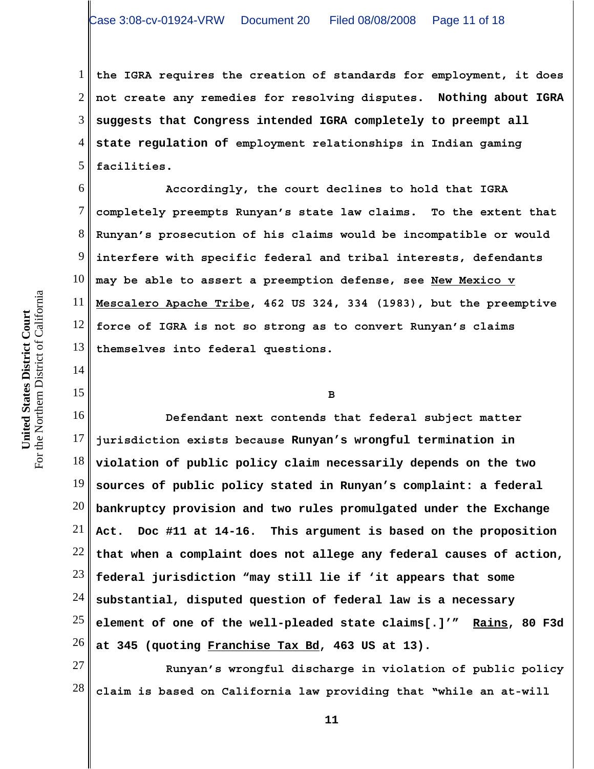the IGRA requires the creation of standards for employment, it does not create any remedies for resolving disputes. Nothing about IGRA suggests that Congress intended IGRA completely to preempt all state regulation of employment relationships in Indian gaming facilities.

Accordingly, the court declines to hold that IGRA completely preempts Runyan's state law claims. To the extent that Runyan's prosecution of his claims would be incompatible or would interfere with specific federal and tribal interests, defendants may be able to assert a preemption defense, see New Mexico v Mescalero Apache Tribe, 462 US 324, 334 (1983), but the preemptive force of IGRA is not so strong as to convert Runyan's claims themselves into federal questions.

B

Defendant next contends that federal subject matter jurisdiction exists because Runyan's wrongful termination in violation of public policy claim necessarily depends on the two sources of public policy stated in Runyan's complaint: a federal bankruptcy provision and two rules promulgated under the Exchange Act. Doc #11 at 14-16. This argument is based on the proposition that when a complaint does not allege any federal causes of action, federal jurisdiction "may still lie if 'it appears that some substantial, disputed question of federal law is a necessary element of one of the well-pleaded state claims[.]'" Rains, 80 F3d at 345 (quoting Franchise Tax Bd, 463 US at 13).

Runyan's wrongful discharge in violation of public policy claim is based on California law providing that "while an at-will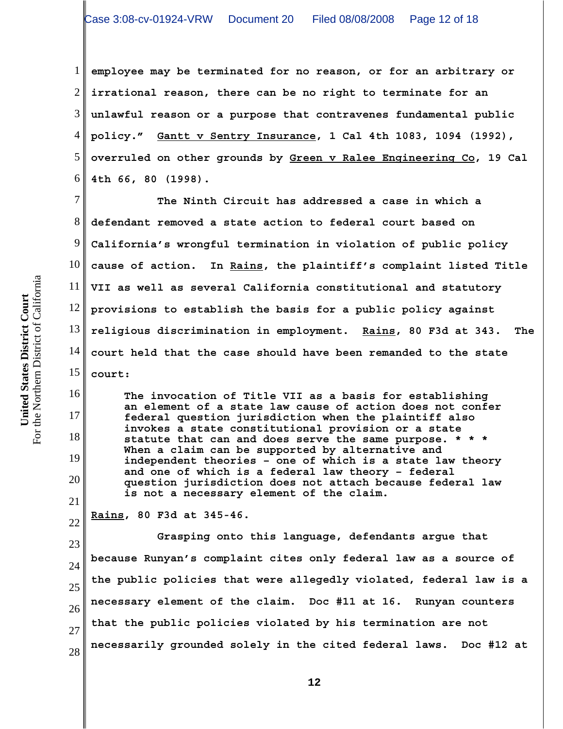employee may be terminated for no reason, or for an arbitrary or irrational reason, there can be no right to terminate for an unlawful reason or a purpose that contravenes fundamental public policy." Gantt v Sentry Insurance, 1 Cal 4th 1083, 1094 (1992), overruled on other grounds by Green v Ralee Engineering Co, 19 Cal 4th 66, 80 (1998).

The Ninth Circuit has addressed a case in which a defendant removed a state action to federal court based on California's wrongful termination in violation of public policy cause of action. In Rains, the plaintiff's complaint listed Title VII as well as several California constitutional and statutory provisions to establish the basis for a public policy against religious discrimination in employment. Rains, 80 F3d at 343. The court held that the case should have been remanded to the state court:

> The invocation of Title VII as a basis for establishing an element of a state law cause of action does not confer federal question jurisdiction when the plaintiff also invokes a state constitutional provision or a state statute that can and does serve the same purpose. * * * When a claim can be supported by alternative and independent theories – one of which is a state law theory and one of which is a federal law theory – federal question jurisdiction does not attach because federal law is not a necessary element of the claim.

Rains, 80 F3d at 345-46.

Grasping onto this language, defendants argue that because Runyan's complaint cites only federal law as a source of the public policies that were allegedly violated, federal law is a necessary element of the claim. Doc #11 at 16. Runyan counters that the public policies violated by his termination are not necessarily grounded solely in the cited federal laws. Doc #12 at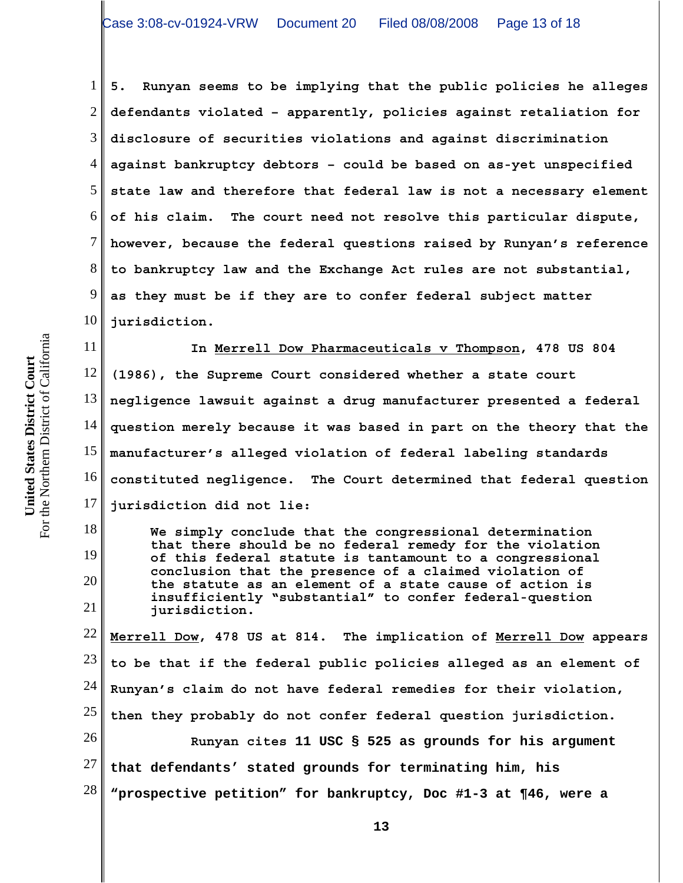5. Runyan seems to be implying that the public policies he alleges defendants violated – apparently, policies against retaliation for disclosure of securities violations and against discrimination against bankruptcy debtors – could be based on as-yet unspecified state law and therefore that federal law is not a necessary element of his claim. The court need not resolve this particular dispute, however, because the federal questions raised by Runyan's reference to bankruptcy law and the Exchange Act rules are not substantial, as they must be if they are to confer federal subject matter jurisdiction.

In Merrell Dow Pharmaceuticals v Thompson, 478 US 804 (1986), the Supreme Court considered whether a state court negligence lawsuit against a drug manufacturer presented a federal question merely because it was based in part on the theory that the manufacturer's alleged violation of federal labeling standards constituted negligence. The Court determined that federal question jurisdiction did not lie:

> We simply conclude that the congressional determination that there should be no federal remedy for the violation of this federal statute is tantamount to a congressional conclusion that the presence of a claimed violation of the statute as an element of a state cause of action is insufficiently "substantial" to confer federal-question jurisdiction.

Merrell Dow, 478 US at 814. The implication of Merrell Dow appears to be that if the federal public policies alleged as an element of Runyan's claim do not have federal remedies for their violation, then they probably do not confer federal question jurisdiction.

Runyan cites **11 USC § 525 as grounds for his argument that defendants' stated grounds for terminating him, his "prospective petition" for bankruptcy, Doc #1-3 at ¶46, were a**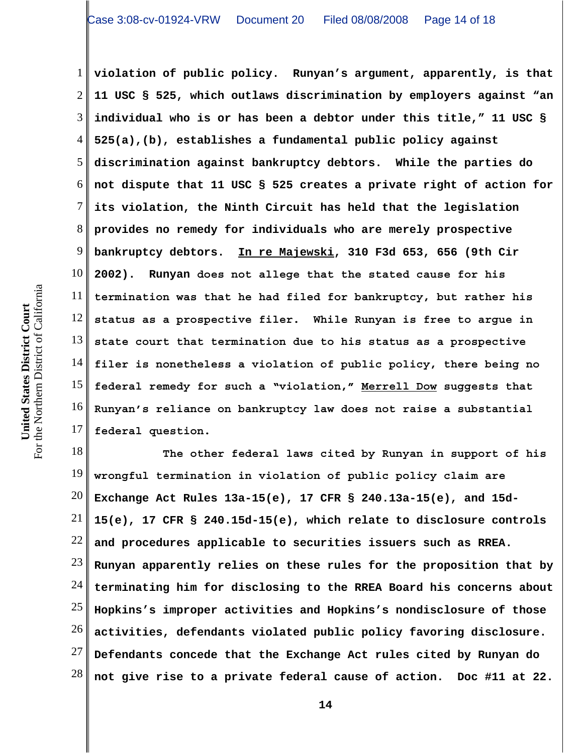violation of public policy. Runyan's argument, apparently, is that 11 USC § 525, which outlaws discrimination by employers against "an individual who is or has been a debtor under this title," 11 USC § 525(a),(b), establishes a fundamental public policy against discrimination against bankruptcy debtors. While the parties do not dispute that 11 USC § 525 creates a private right of action for its violation, the Ninth Circuit has held that the legislation provides no remedy for individuals who are merely prospective bankruptcy debtors. In re Majewski, 310 F3d 653, 656 (9th Cir 2002). Runyan does not allege that the stated cause for his termination was that he had filed for bankruptcy, but rather his status as a prospective filer. While Runyan is free to argue in state court that termination due to his status as a prospective filer is nonetheless a violation of public policy, there being no federal remedy for such a "violation," Merrell Dow suggests that Runyan's reliance on bankruptcy law does not raise a substantial federal question.

The other federal laws cited by Runyan in support of his wrongful termination in violation of public policy claim are Exchange Act Rules 13a-15(e), 17 CFR § 240.13a-15(e), and 15d-15(e), 17 CFR § 240.15d-15(e), which relate to disclosure controls and procedures applicable to securities issuers such as RREA. Runyan apparently relies on these rules for the proposition that by terminating him for disclosing to the RREA Board his concerns about Hopkins's improper activities and Hopkins's nondisclosure of those activities, defendants violated public policy favoring disclosure. Defendants concede that the Exchange Act rules cited by Runyan do not give rise to a private federal cause of action. Doc #11 at 22.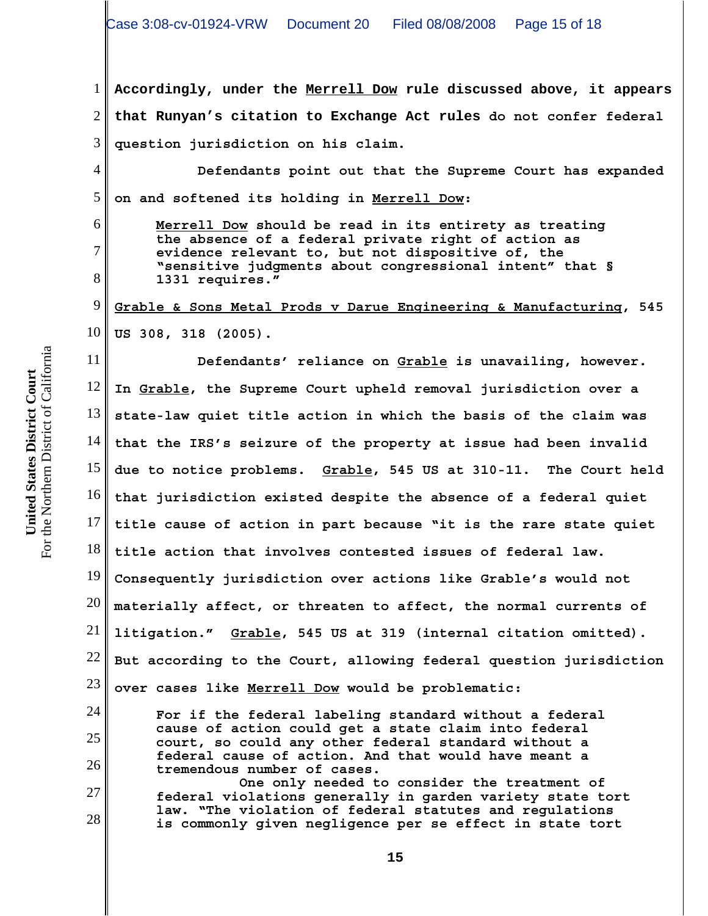Accordingly, under the Merrell Dow rule discussed above, it appears that Runyan's citation to Exchange Act rules do not confer federal question jurisdiction on his claim.

Defendants point out that the Supreme Court has expanded on and softened its holding in Merrell Dow:

> Merrell Dow should be read in its entirety as treating the absence of a federal private right of action as evidence relevant to, but not dispositive of, the "sensitive judgments about congressional intent" that § 1331 requires."

Grable & Sons Metal Prods v Darue Engineering & Manufacturing, 545 US 308, 318 (2005).

Defendants' reliance on Grable is unavailing, however. In Grable, the Supreme Court upheld removal jurisdiction over a state-law quiet title action in which the basis of the claim was that the IRS's seizure of the property at issue had been invalid due to notice problems. Grable, 545 US at 310-11. The Court held that jurisdiction existed despite the absence of a federal quiet title cause of action in part because "it is the rare state quiet title action that involves contested issues of federal law. Consequently jurisdiction over actions like Grable's would not materially affect, or threaten to affect, the normal currents of litigation." Grable, 545 US at 319 (internal citation omitted). But according to the Court, allowing federal question jurisdiction over cases like Merrell Dow would be problematic:

> For if the federal labeling standard without a federal cause of action could get a state claim into federal court, so could any other federal standard without a federal cause of action. And that would have meant a tremendous number of cases.
>
> One only needed to consider the treatment of federal violations generally in garden variety state tort law. "The violation of federal statutes and regulations is commonly given negligence per se effect in state tort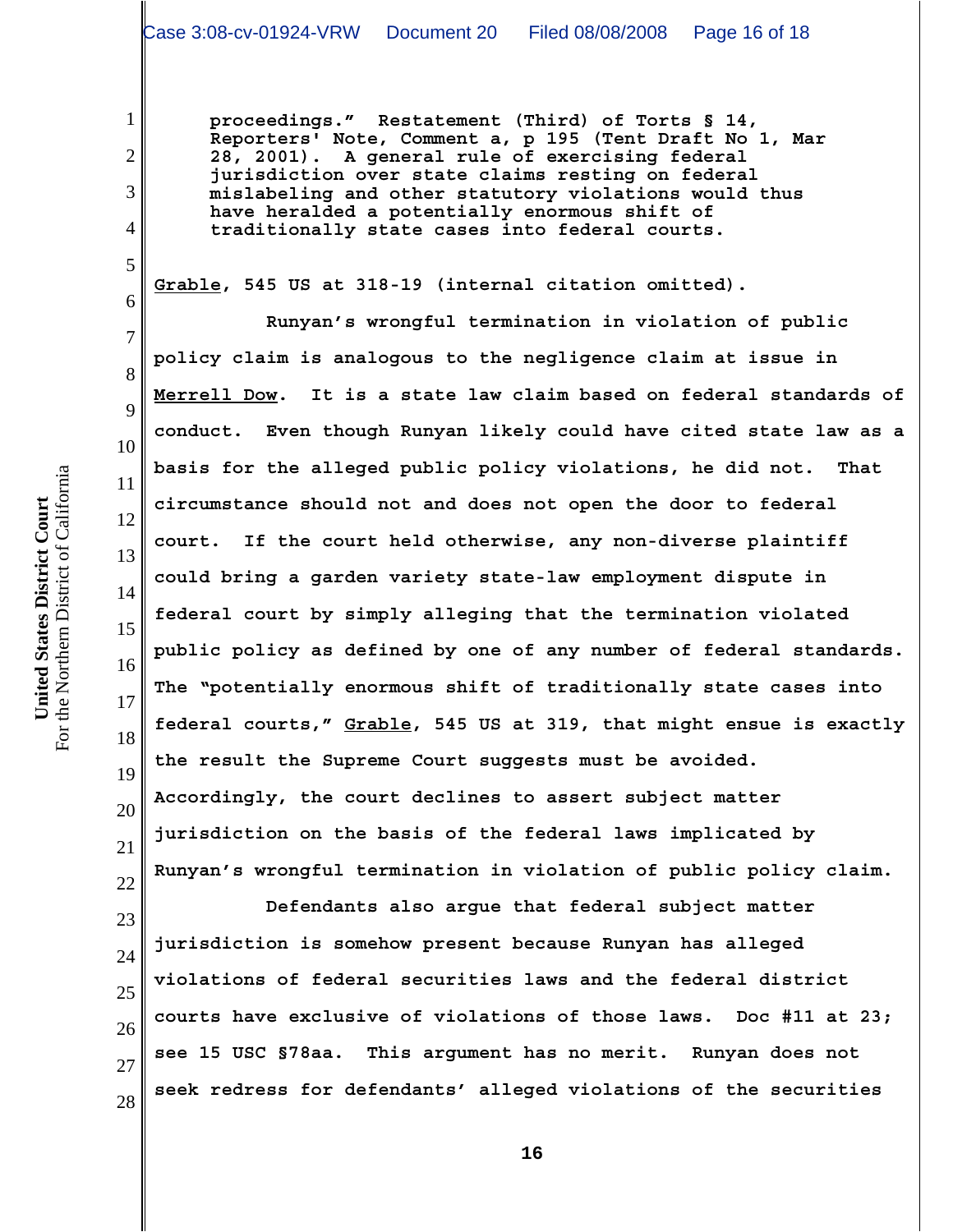> proceedings." Restatement (Third) of Torts § 14, Reporters' Note, Comment a, p 195 (Tent Draft No 1, Mar 28, 2001). A general rule of exercising federal jurisdiction over state claims resting on federal mislabeling and other statutory violations would thus have heralded a potentially enormous shift of traditionally state cases into federal courts.

Grable, 545 US at 318-19 (internal citation omitted).

Runyan's wrongful termination in violation of public policy claim is analogous to the negligence claim at issue in Merrell Dow. It is a state law claim based on federal standards of conduct. Even though Runyan likely could have cited state law as a basis for the alleged public policy violations, he did not. That circumstance should not and does not open the door to federal court. If the court held otherwise, any non-diverse plaintiff could bring a garden variety state-law employment dispute in federal court by simply alleging that the termination violated public policy as defined by one of any number of federal standards. The "potentially enormous shift of traditionally state cases into federal courts," Grable, 545 US at 319, that might ensue is exactly the result the Supreme Court suggests must be avoided. Accordingly, the court declines to assert subject matter jurisdiction on the basis of the federal laws implicated by Runyan's wrongful termination in violation of public policy claim.

Defendants also argue that federal subject matter jurisdiction is somehow present because Runyan has alleged violations of federal securities laws and the federal district courts have exclusive of violations of those laws. Doc #11 at 23; see 15 USC §78aa. This argument has no merit. Runyan does not seek redress for defendants' alleged violations of the securities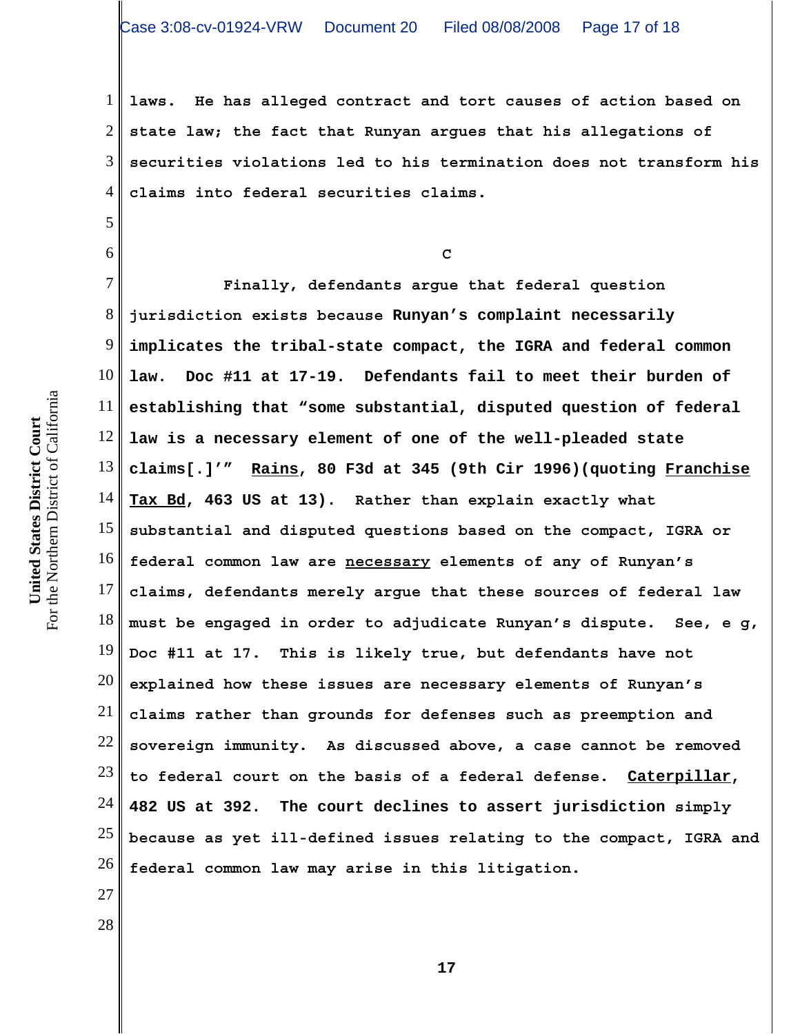laws. He has alleged contract and tort causes of action based on state law; the fact that Runyan argues that his allegations of securities violations led to his termination does not transform his claims into federal securities claims.

C

Finally, defendants argue that federal question jurisdiction exists because Runyan's complaint necessarily implicates the tribal-state compact, the IGRA and federal common law. Doc #11 at 17-19. Defendants fail to meet their burden of establishing that "some substantial, disputed question of federal law is a necessary element of one of the well-pleaded state claims[.]'" Rains, 80 F3d at 345 (9th Cir 1996)(quoting Franchise Tax Bd, 463 US at 13). Rather than explain exactly what substantial and disputed questions based on the compact, IGRA or federal common law are necessary elements of any of Runyan's claims, defendants merely argue that these sources of federal law must be engaged in order to adjudicate Runyan's dispute. See, e g, Doc #11 at 17. This is likely true, but defendants have not explained how these issues are necessary elements of Runyan's claims rather than grounds for defenses such as preemption and sovereign immunity. As discussed above, a case cannot be removed to federal court on the basis of a federal defense. Caterpillar, 482 US at 392. The court declines to assert jurisdiction simply because as yet ill-defined issues relating to the compact, IGRA and federal common law may arise in this litigation.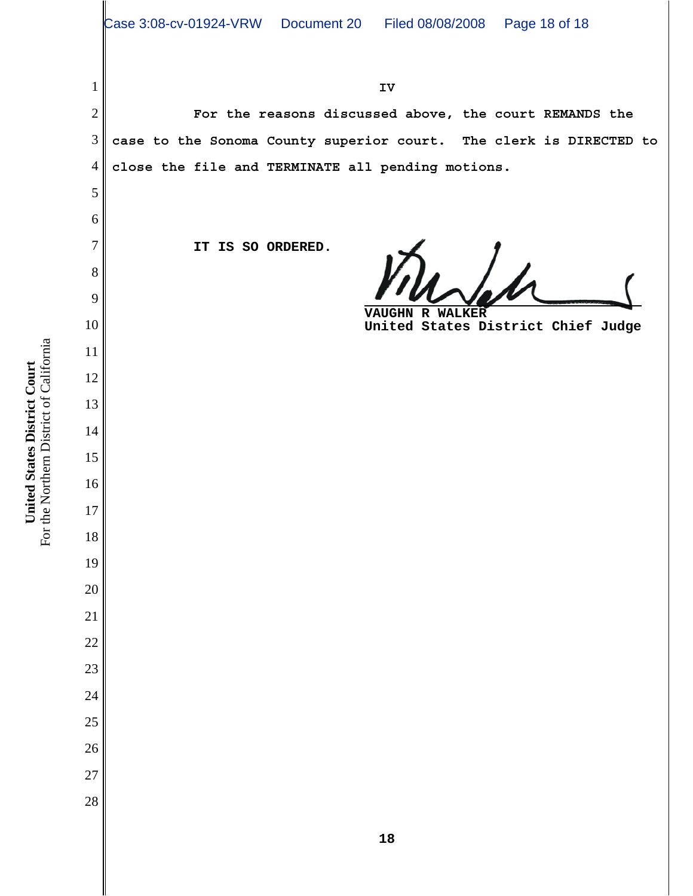IV

For the reasons discussed above, the court REMANDS the case to the Sonoma County superior court. The clerk is DIRECTED to close the file and TERMINATE all pending motions.

IT IS SO ORDERED.

VAUGHN R WALKER
United States District Chief Judge